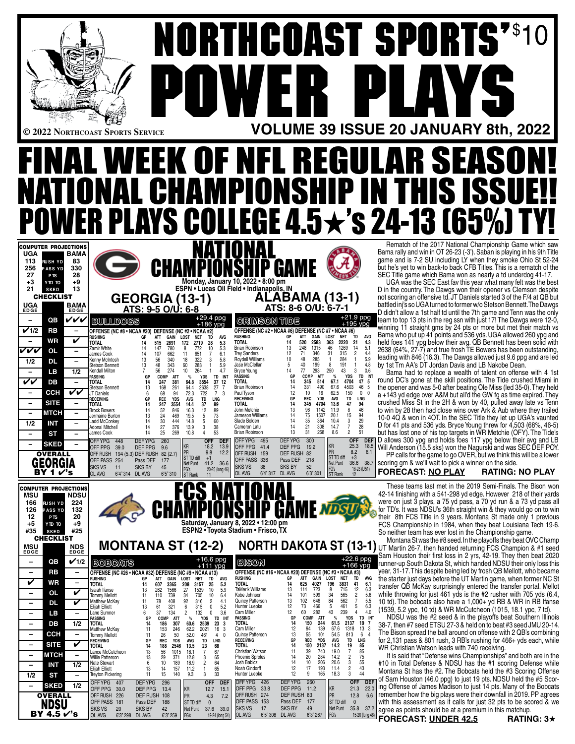# NORTHCOAST SPORTS' POWER PLAYS $10

© 2022 NORTHCOAST SPORTS SERVICE

VOLUME 39 ISSUE 20 JANUARY 8th, 2022

# FINAL WEEK OF NFL REGULAR SEASON! NATIONAL CHAMPIONSHIP IN THIS ISSUE!! POWER PLAYS COLLEGE 4.5★'s 24-13 (65%) TY!

## NATIONAL CHAMPIONSHIP GAME

Monday, January 10, 2022 • 8:00 pm
ESPN • Lucas Oil Field • Indianapolis, IN

### GEORGIA (13-1) vs ALABAMA (13-1)

GEORGIA ATS: 9-5 O/U: 6-8 — ALABAMA ATS: 8-6 O/U: 6-7-1

**COMPUTER PROJECTIONS**

| UGA | | BAMA |
|---|---|---|
| 113 | RUSH YD | 83 |
| 256 | PASS YD | 330 |
| 27 | PTS | 28 |
| +3 | YTD TO | +9 |
| 21 | SKED | 13 |

**CHECKLIST**

| UGA EDGE | | BAMA EDGE |
|---|---|---|
| – | QB | ✓✓✓ |
| ✓1/2 | RB | – |
| – | WR | ✓ |
| ✓✓✓ | OL | – |
| 1/2 | DL | – |
| – | LB | 1/2 |
| ✓✓ | DB | – |
| – | CCH | ✓✓ |
| – | SITE | – |
| – | MTCH | – |
| 1/2 | INT | – |
| – | ST | – |
| – | SKED | – |

OVERALL: GEORGIA BY 1 ✓'s

**BULLDOGS** +29.4 ppg +186 ypg

OFFENSE (NC #8 • NCAA #20) DEFENSE (NC #2 • NCAA #2)

| RUSHING | GP | ATT | GAIN | LOST | NET | TD | AVG |
|---|---|---|---|---|---|---|---|
| TOTAL | 14 | 515 | 2891 | 172 | 2719 | 28 | 5.3 |
| Zamir White | 14 | 147 | 780 | 8 | 772 | 10 | 5.3 |
| James Cook | 14 | 107 | 662 | 11 | 651 | 7 | 6.1 |
| Kenny McIntosh | 13 | 56 | 340 | 18 | 322 | 3 | 5.8 |
| Stetson Bennett | 13 | 48 | 343 | 60 | 283 | 1 | 5.9 |
| Kendall Milton | 7 | 56 | 274 | 10 | 264 | 1 | 4.7 |

| PASSING | GP | COMP | ATT | % | YDS | TD | INT |
|---|---|---|---|---|---|---|---|
| TOTAL | 14 | 247 | 381 | 64.8 | 3554 | 37 | 12 |
| Stetson Bennett | 13 | 168 | 261 | 64.4 | 2638 | 27 | 7 |
| JT Daniels | 6 | 68 | 94 | 72.3 | 722 | 7 | 3 |

| RECEIVING | GP | REC | YDS | AVG | TD | LNG |
|---|---|---|---|---|---|---|
| TOTAL | 14 | 247 | 3554 | 14.4 | 37 | 89 |
| Brock Bowers | 14 | 52 | 846 | 16.3 | 12 | 89 |
| Jermaine Burton | 13 | 24 | 469 | 19.5 | 5 | 73 |
| Ladd McConkey | 14 | 30 | 444 | 14.8 | 5 | 60 |
| Adonai Mitchell | 14 | 27 | 376 | 13.9 | 3 | 38 |
| James Cook | 14 | 25 | 269 | 10.8 | 4 | 53 |

| | | | | | OFF | DEF |
|---|---|---|---|---|---|---|
| OFF YPG | 448 | DEF YPG | 260 | KR | 18.2 | 13.9 |
| OFF PPG | 39.0 | DEF PPG | 9.6 | PR | 9.8 | 12.2 |
| OFF RUSH | 194 (5.3) | DEF RUSH | 82 (2.7) | ST TD diff | +1 | |
| OFF PASS | 254 | Pass DEF | 177 | Net Punt | 41.2 | 36.6 |
| SKS VS | 11 | SKS BY | 45 | FG's | 20-25 (long 46) | |
| OL AVG | 6'4" 314 | DL AVG | 6'5" 310 | ST Rank | 11 | |

**CRIMSON TIDE** +21.9 ppg +195 ypg

OFFENSE (NC #2 • NCAA #6) DEFENSE (NC #7 • NCAA #6)

| RUSHING | GP | ATT | GAIN | LOST | NET | TD | AVG |
|---|---|---|---|---|---|---|---|
| TOTAL | 14 | 520 | 2583 | 363 | 2220 | 21 | 4.3 |
| Brian Robinson | 13 | 248 | 1315 | 46 | 1269 | 14 | 5.1 |
| Trey Sanders | 12 | 71 | 346 | 31 | 315 | 2 | 4.4 |
| Roydell Williams | 10 | 48 | 285 | 1 | 284 | 1 | 5.9 |
| Jase McClellan | 5 | 40 | 199 | 8 | 191 | 1 | 4.8 |
| Bryce Young | 14 | 77 | 293 | 250 | 43 | 3 | 0.6 |

| PASSING | GP | COMP | ATT | % | YDS | TD | INT |
|---|---|---|---|---|---|---|---|
| TOTAL | 14 | 345 | 514 | 67.1 | 4704 | 47 | 5 |
| Brian Robinson | 14 | 331 | 490 | 67.6 | 4503 | 46 | 5 |
| Paul Tyson | 12 | 10 | 16 | 62.5 | 150 | 0 | 0 |

| RECEIVING | GP | REC | YDS | AVG | TD | LNG |
|---|---|---|---|---|---|---|
| TOTAL | 14 | 345 | 4704 | 13.6 | 47 | 94 |
| John Metchie | 13 | 96 | 1142 | 11.9 | 8 | 46 |
| Jameson Williams | 14 | 75 | 1507 | 20.1 | 15 | 94 |
| Slade Bolden | 14 | 35 | 364 | 10.4 | 3 | 29 |
| Cameron Latu | 14 | 21 | 308 | 14.7 | 7 | 28 |
| Brian Robinson | 13 | 31 | 268 | 8.6 | 2 | 51 |

| | | | | | OFF | DEF |
|---|---|---|---|---|---|---|
| OFF YPG | 495 | DEF YPG | 300 | KR | 25.3 | 18.5 |
| OFF PPG | 41.4 | DEF PPG | 19.2 | PR | 8.2 | 6.1 |
| OFF RUSH | 159 | DEF RUSH | 82 | ST TD diff | +3 | |
| OFF PASS | 336 | Pass DEF | 218 | Net Punt | 36.6 | 38.7 |
| SKS VS | 38 | SKS BY | 52 | FG's | 18-23 (L/51) | |
| OL AVG | 6'4" 317 | DL AVG | 6'3" 301 | ST Rank | 12 | |

Rematch of the 2017 National Championship Game which saw Bama rally and win in OT 26-23 (-3'). Saban is playing in his 9th Title game and is 7-2 SU including LY when they smoke Ohio St 52-24 but he's yet to win back-to back CFB Titles. This is a rematch of the SEC Title game which Bama won as nearly a td underdog 41-17.

UGA was the SEC East fav this year what many felt was the best D in the country. The Dawgs won their opener vs Clemson despite not scoring an offensive td. JT Daniels started 3 of the F/4 at QB but battled inj's so UGA turned to former w/o Stetson Bennett. The Dawgs D didn't allow a 1st half td until the 7th game and Tenn was the only team to top 13 pts in the reg ssn with just 17! The Dawgs were 12-0, winning 11 straight gms by 24 pts or more but met their match vs Bama who put up 41 points and 536 yds. UGA allowed 260 ypg and held foes 141 ypg below their avg. QB Bennett has been solid with 2638 (64%, 27-7) and true frosh TE Bowers has been outstanding, leading with 846 (16.3). The Dawgs allowed just 9.6 ppg and are led by 1st Tm AA's DT Jordan Davis and LB Nakobe Dean.

Bama had to replace a wealth of talent on offense with 4 1st round DC's gone at the skill positions. The Tide crushed Miami in the opener and was 5-0 after beating Ole Miss (led 35-0). They held a +143 yd edge over A&M but all'd the GW fg as time expired. They crushed Miss St in the 2H & won by 40, pulled away late vs Tenn to win by 28 then had close wins over Ark & Aub where they trailed 10-0 4Q & won in 4OT. In the SEC Title they let up UGA's vaunted D for 41 pts and 536 yds. Bryce Young threw for 4,503 (68%, 46-5) but has lost one of his top targets in WR Metchie (OFY). The Tide's D allows 300 ypg and holds foes 117 ypg below their avg and LB Will Anderson (15.5 sks) won the Nagurski and was SEC DEF POY.

PP calls for the game to go OVER, but we think this will be a lower scoring gm & we'll wait to pick a winner on the side.

**FORECAST: NO PLAY** **RATING: NO PLAY**

## FCS NATIONAL CHAMPIONSHIP GAME

Saturday, January 8, 2022 • 12:00 pm
ESPN2 • Toyota Stadium • Frisco, TX

### MONTANA ST (12-2) vs NORTH DAKOTA ST (13-1)

**COMPUTER PROJECTIONS**

| MSU | | NDSU |
|---|---|---|
| 166 | RUSH YD | 224 |
| 126 | PASS YD | 132 |
| 12 | PTS | 20 |
| +5 | YTD TO | +9 |
| #35 | SKED | #25 |

**CHECKLIST**

| MSU EDGE | | NDS EDGE |
|---|---|---|
| – | QB | ✓1/2 |
| – | RB | – |
| ✓ | WR | – |
| – | OL | ✓ |
| – | DL | ✓ |
| – | LB | – |
| – | DB | 1/2 |
| – | CCH | – |
| – | SITE | ✓ |
| – | MTCH | – |
| – | INT | 1/2 |
| 1/2 | ST | – |
| – | SKED | 1/2 |

OVERALL: NDSU BY 4.5 ✓'s

**BOBCATS** +16.6 ppg +111 ypg

OFFENSE (NC #26 • NCAA #32) DEFENSE (NC #9 • NCAA #13)

| RUSHING | GP | ATT | GAIN | LOST | NET | TD | AVG |
|---|---|---|---|---|---|---|---|
| TOTAL | 14 | 607 | 3365 | 208 | 3157 | 25 | 5.2 |
| Isaiah Ifanse | 13 | 262 | 1566 | 27 | 1539 | 10 | 5.9 |
| Tommy Mellott | 11 | 110 | 739 | 34 | 705 | 10 | 6.4 |
| Matthew McKay | 11 | 78 | 408 | 92 | 316 | 2 | 4.1 |
| Elijah Elliott | 13 | 61 | 321 | 6 | 315 | 0 | 5.2 |
| Lane Sumner | 6 | 37 | 134 | 2 | 132 | 0 | 3.6 |

| PASSING | GP | COMP | ATT | % | YDS | TD | INT |
|---|---|---|---|---|---|---|---|
| TOTAL | 14 | 186 | 307 | 60.6 | 2539 | 23 | 3 |
| Matthew McKay | 11 | 153 | 246 | 62.2 | 2021 | 16 | 3 |
| Tommy Mellott | 11 | 26 | 50 | 52.0 | 461 | 4 | 0 |

| RECEIVING | GP | REC | YDS | AVG | TD | LNG |
|---|---|---|---|---|---|---|
| TOTAL | 14 | 188 | 2546 | 13.5 | 23 | 68 |
| Lance McCutcheon | 13 | 56 | 1015 | 18.1 | 7 | 67 |
| Willie Patterson | 13 | 29 | 371 | 12.8 | 3 | 65 |
| Nate Stewart | 6 | 10 | 189 | 18.9 | 2 | 64 |
| Elijah Elliott | 13 | 14 | 157 | 11.2 | 1 | 65 |
| Treyton Pickering | 11 | 15 | 140 | 9.3 | 3 | 33 |

| | | | | | OFF | DEF |
|---|---|---|---|---|---|---|
| OFF YPG | 407 | DEF YPG | 296 | KR | 12.7 | 15.1 |
| OFF PPG | 30.0 | DEF PPG | 13.4 | PR | 4.3 | 7.2 |
| OFF RUSH | 226 | DEF RUSH | 108 | ST TD diff | 0 | |
| OFF PASS | 181 | Pass DEF | 188 | Net Punt | 37.6 | 39.0 |
| SKS VS | 20 | SKS BY | 42 | FG's | 19-24 (long 54) | |
| OL AVG | 6'3" 298 | DL AVG | 6'3" 259 | | | |

**BISON** +22.6 ppg +166 ypg

OFFENSE (NC #16 • NCAA #20) DEFENSE (NC #3 • NCAA #3)

| RUSHING | GP | ATT | GAIN | LOST | NET | TD | AVG |
|---|---|---|---|---|---|---|---|
| TOTAL | 14 | 625 | 4027 | 196 | 3831 | 41 | 6.1 |
| TaMerik Williams | 13 | 114 | 723 | 8 | 715 | 12 | 6.3 |
| Kobe Johnson | 14 | 101 | 599 | 34 | 565 | 2 | 5.6 |
| Quincy Patterson | 13 | 102 | 646 | 84 | 562 | 7 | 5.5 |
| Hunter Luepke | 12 | 73 | 466 | 5 | 461 | 5 | 6.3 |
| Cam Miller | 12 | 60 | 282 | 43 | 239 | 4 | 4.0 |

| PASSING | GP | COMP | ATT | % | YDS | TD | INT |
|---|---|---|---|---|---|---|---|
| TOTAL | 14 | 150 | 244 | 61.5 | 2137 | 19 | 7 |
| Cam Miller | 12 | 94 | 139 | 67.6 | 1318 | 13 | 3 |
| Quincy Patterson | 13 | 55 | 101 | 54.5 | 813 | 6 | 4 |

| RECEIVING | GP | REC | YDS | AVG | TD | LNG |
|---|---|---|---|---|---|---|
| TOTAL | 14 | 150 | 2137 | 14.2 | 19 | 85 |
| Christian Watson | 11 | 39 | 740 | 19.0 | 7 | 85 |
| Phoenix Sproles | 14 | 20 | 284 | 14.2 | 2 | 75 |
| Josh Babicz | 14 | 10 | 206 | 20.6 | 3 | 55 |
| Noah Gindorff | 12 | 17 | 193 | 11.4 | 2 | 43 |
| Hunter Luepke | 12 | 9 | 165 | 18.3 | 3 | 44 |

| | | | | | OFF | DEF |
|---|---|---|---|---|---|---|
| OFF YPG | 426 | DEF YPG | 260 | KR | 21.3 | 22.0 |
| OFF PPG | 33.8 | DEF PPG | 11.2 | PR | 12.8 | 6.6 |
| OFF RUSH | 274 | DEF RUSH | 83 | ST TD diff | 0 | |
| OFF PASS | 153 | Pass DEF | 177 | Net Punt | 35.8 | 37.2 |
| SKS VS | 17 | SKS BY | 49 | FG's | 15-20 (long 46) | |
| OL AVG | 6'5" 308 | DL AVG | 6'3" 267 | | | |

These teams last met in the 2019 Semi-Finals. The Bison won 42-14 finishing with a 541-298 yd edge. However 218 of their yards were on just 3 plays, a 75 yd pass, a 70 yd run & a 73 yd pass all for TD's. It was NDSU's 36th straight win & they would go on to win their 8th FCS Title in 9 years. Montana St made only 1 previous FCS Championship in 1984, when they beat Louisiana Tech 19-6. So neither team has ever lost in the Championship game.

Montana St was the #8 seed. In the playoffs they beat OVC Champ UT Martin 26-7, then handed returning FCS Champion & #1 seed Sam Houston their first loss in 2 yrs, 42-19. They then beat 2020 runner-up South Dakota St, which handed NDSU their only loss this year, 31-17. This despite being led by frosh QB Mellott, who became the starter just days before the UT Martin game, when former NC St transfer QB McKay surprisingly entered the transfer portal. Mellott while throwing for just 461 yds is the #2 rusher with 705 yds (6.4, 10 td). The bobcats also have a 1,000+ yd RB & WR in RB Ifanse (1539, 5.2 ypc, 10 td) & WR McCutcheon (1015, 18.1 ypc, 7 td).

NDSU was the #2 seed & in the playoffs beat Southern Illinois 38-7, then #7 seed ETSU 27-3 & held on to beat #3 seed JMU 20-14. The Bison spread the ball around on offense with 2 QB's combining for 2,131 pass & 801 rush, 3 RB's rushing for 466+ yds each, while WR Christian Watson leads with 740 receiving.

It is said that "Defense wins Championships" and both are in the #10 in Total Defense & NDSU has the #1 scoring Defense while Montana St has the #2. The Bobcats held the #3 Scoring Offense of Sam Houston (46.0 ppg) to just 19 pts. NDSU held the #5 Scoring Offense of James Madison to just 14 pts. Many of the Bobcats remember how the big plays were their downfall in 2019. PP agrees with this assessment as it calls for just 32 pts to be scored & we agree as points should be at a premium in this matchup.

**FORECAST: UNDER 42.5** **RATING: 3★**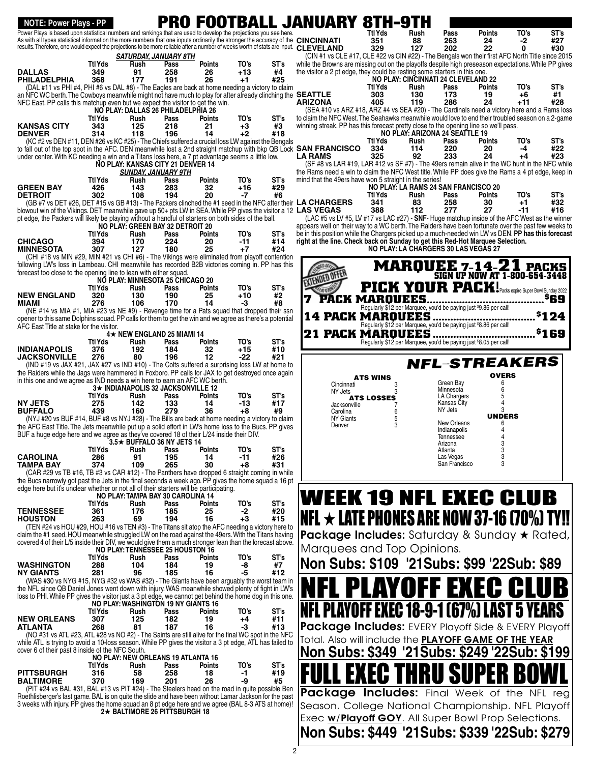**NOTE: Power Plays - PP**

# PRO FOOTBALL JANUARY 8TH-9TH

Power Plays is based upon statistical numbers and rankings that are used to develop the projections you see here. As with all types statistical information the more numbers that one inputs ordinarily the stronger the accuracy of the results. Therefore, one would expect the projections to be more reliable after a number of weeks worth of stats are input.

### *SATURDAY, JANUARY 8TH*

| | Ttl Yds | Rush | Pass | Points | TO's | ST's |
|---|---|---|---|---|---|---|
| **DALLAS** | 349 | 91 | 258 | 26 | +13 | #4 |
| **PHILADELPHIA** | 368 | 177 | 191 | 26 | +1 | #25 |

(DAL #11 vs PHI #4, PHI #6 vs DAL #8) - The Eagles are back at home needing a victory to claim an NFC WC berth. The Cowboys meanwhile might not have much to play for after already clinching the NFC East. PP calls this matchup even but we expect the visitor to get the win.

**NO PLAY: DALLAS 26 PHILADELPHIA 26**

| | Ttl Yds | Rush | Pass | Points | TO's | ST's |
|---|---|---|---|---|---|---|
| **KANSAS CITY** | 343 | 125 | 218 | 21 | +3 | #3 |
| **DENVER** | 314 | 118 | 196 | 14 | +2 | #18 |

(KC #2 vs DEN #11, DEN #26 vs KC #25) - The Chiefs suffered a crucial loss LW against the Bengals to fall out of the top spot in the AFC. DEN meanwhile lost a 2nd straight matchup with bkp QB Lock under center. With KC needing a win and a Titans loss here, a 7 pt advantage seems a little low.

**NO PLAY: KANSAS CITY 21 DENVER 14**

### *SUNDAY, JANUARY 9TH*

| | Ttl Yds | Rush | Pass | Points | TO's | ST's |
|---|---|---|---|---|---|---|
| **GREEN BAY** | 426 | 143 | 283 | 32 | +16 | #29 |
| **DETROIT** | 302 | 108 | 194 | 20 | -7 | #6 |

(GB #7 vs DET #26, DET #15 vs GB #13) - The Packers clinched the #1 seed in the NFC after their blowout win of the Vikings. DET meanwhile gave up 50+ pts LW in SEA. While PP gives the visitor a 12 pt edge, the Packers will likely be playing without a handful of starters on both sides of the ball.

**NO PLAY: GREEN BAY 32 DETROIT 20**

| | Ttl Yds | Rush | Pass | Points | TO's | ST's |
|---|---|---|---|---|---|---|
| **CHICAGO** | 394 | 170 | 224 | 20 | -11 | #14 |
| **MINNESOTA** | 307 | 127 | 180 | 25 | +7 | #24 |

(CHI #18 vs MIN #29, MIN #21 vs CHI #6) - The Vikings were eliminated from playoff contention following LW's loss in Lambeau. CHI meanwhile has recorded B2B victories coming in. PP has this forecast too close to the opening line to lean with either squad.

**NO PLAY: MINNESOTA 25 CHICAGO 20**

| | Ttl Yds | Rush | Pass | Points | TO's | ST's |
|---|---|---|---|---|---|---|
| **NEW ENGLAND** | 320 | 130 | 190 | 25 | +10 | #2 |
| **MIAMI** | 276 | 106 | 170 | 14 | -3 | #8 |

(NE #14 vs MIA #1, MIA #23 vs NE #9) - Revenge time for a Pats squad that dropped their ssn opener to this same Dolphins squad. PP calls for them to get the win and we agree as there's a potential AFC East Title at stake for the visitor.

**4★ NEW ENGLAND 25 MIAMI 14**

| | Ttl Yds | Rush | Pass | Points | TO's | ST's |
|---|---|---|---|---|---|---|
| **INDIANAPOLIS** | 376 | 192 | 184 | 32 | +15 | #10 |
| **JACKSONVILLE** | 276 | 80 | 196 | 12 | -22 | #21 |

(IND #19 vs JAX #21, JAX #27 vs IND #10) - The Colts suffered a surprising loss LW at home to the Raiders while the Jags were hammered in Foxboro. PP calls for JAX to get destroyed once again in this one and we agree as IND needs a win here to earn an AFC WC berth.

**3★ INDIANAPOLIS 32 JACKSONVILLE 12**

| | Ttl Yds | Rush | Pass | Points | TO's | ST's |
|---|---|---|---|---|---|---|
| **NY JETS** | 275 | 142 | 133 | 14 | -13 | #17 |
| **BUFFALO** | 439 | 160 | 279 | 36 | +8 | #9 |

(NYJ #20 vs BUF #14, BUF #8 vs NYJ #28) - The Bills are back at home needing a victory to claim the AFC East Title. The Jets meanwhile put up a solid effort in LW's home loss to the Bucs. PP gives BUF a huge edge here and we agree as they've covered 18 of their L/24 inside their DIV.

**3.5★ BUFFALO 36 NY JETS 14**

| | Ttl Yds | Rush | Pass | Points | TO's | ST's |
|---|---|---|---|---|---|---|
| **CAROLINA** | 286 | 91 | 195 | 14 | -11 | #26 |
| **TAMPA BAY** | 374 | 109 | 265 | 30 | +8 | #31 |

(CAR #29 vs TB #16, TB #3 vs CAR #12) - The Panthers have dropped 6 straight coming in while the Bucs narrowly got past the Jets in the final seconds a week ago. PP gives the home squad a 16 pt edge here but it's unclear whether or not all of their starters will be participating.

**NO PLAY: TAMPA BAY 30 CAROLINA 14**

| | Ttl Yds | Rush | Pass | Points | TO's | ST's |
|---|---|---|---|---|---|---|
| **TENNESSEE** | 361 | 176 | 185 | 25 | -2 | #20 |
| **HOUSTON** | 263 | 69 | 194 | 16 | +3 | #15 |

(TEN #24 vs HOU #29, HOU #16 vs TEN #3) - The Titans sit atop the AFC needing a victory here to claim the #1 seed. HOU meanwhile struggled LW on the road against the 49ers. With the Titans having covered 4 of their L/5 inside their DIV, we would give them a much stronger lean than the forecast above.

**NO PLAY: TENNESSEE 25 HOUSTON 16**

| | Ttl Yds | Rush | Pass | Points | TO's | ST's |
|---|---|---|---|---|---|---|
| **WASHINGTON** | 288 | 104 | 184 | 19 | -8 | #7 |
| **NY GIANTS** | 281 | 96 | 185 | 16 | -5 | #12 |

(WAS #30 vs NYG #15, NYG #32 vs WAS #32) - The Giants have been arguably the worst team in the NFL since QB Daniel Jones went down with injury. WAS meanwhile showed plenty of fight in LW's loss to PHI. While PP gives the visitor just a 3 pt edge, we cannot get behind the home dog in this one.

**NO PLAY: WASHINGTON 19 NY GIANTS 16**

| | Ttl Yds | Rush | Pass | Points | TO's | ST's |
|---|---|---|---|---|---|---|
| **NEW ORLEANS** | 307 | 125 | 182 | 19 | +4 | #11 |
| **ATLANTA** | 268 | 81 | 187 | 16 | -3 | #13 |

(NO #31 vs ATL #23, ATL #28 vs NO #2) - The Saints are still alive for the final WC spot in the NFC while ATL is trying to avoid a 10-loss season. While PP gives the visitor a 3 pt edge, ATL has failed to cover 6 of their past 8 inside of the NFC South.

**NO PLAY: NEW ORLEANS 19 ATLANTA 16**

| | Ttl Yds | Rush | Pass | Points | TO's | ST's |
|---|---|---|---|---|---|---|
| **PITTSBURGH** | 316 | 58 | 258 | 18 | -1 | #19 |
| **BALTIMORE** | 370 | 169 | 201 | 26 | -9 | #5 |

(PIT #24 vs BAL #31, BAL #13 vs PIT #24) - The Steelers head on the road in quite possible Ben Roethlisberger's last game. BAL is on quite the slide and have been without Lamar Jackson for the past 3 weeks with injury. PP gives the home squad an 8 pt edge here and we agree (BAL 8-3 ATS at home)!

**2★ BALTIMORE 26 PITTSBURGH 18**

| | Ttl Yds | Rush | Pass | Points | TO's | ST's |
|---|---|---|---|---|---|---|
| **CINCINNATI** | 351 | 88 | 263 | 24 | -2 | #27 |
| **CLEVELAND** | 329 | 127 | 202 | 22 | 0 | #30 |

(CIN #1 vs CLE #17, CLE #22 vs CIN #22) - The Bengals won their first AFC North Title since 2015 while the Browns are missing out on the playoffs despite high preseason expectations. While PP gives the visitor a 2 pt edge, they could be resting some starters in this one.

**NO PLAY: CINCINNATI 24 CLEVELAND 22**

| | Ttl Yds | Rush | Pass | Points | TO's | ST's |
|---|---|---|---|---|---|---|
| **SEATTLE** | 303 | 130 | 173 | 19 | +6 | #1 |
| **ARIZONA** | 405 | 119 | 286 | 24 | +11 | #28 |

(SEA #10 vs ARZ #18, ARZ #4 vs SEA #20) - The Cardinals need a victory here and a Rams loss to claim the NFC West. The Seahawks meanwhile would love to end their troubled season on a 2-game winning streak. PP has this forecast pretty close to the opening line so we'll pass.

**NO PLAY: ARIZONA 24 SEATTLE 19**

| | Ttl Yds | Rush | Pass | Points | TO's | ST's |
|---|---|---|---|---|---|---|
| **SAN FRANCISCO** | 334 | 114 | 220 | 20 | -4 | #22 |
| **LA RAMS** | 325 | 92 | 233 | 24 | +4 | #23 |

(SF #8 vs LAR #19, LAR #12 vs SF #7) - The 49ers remain alive in the WC hunt in the NFC while the Rams need a win to claim the NFC West title. While PP does give the Rams a 4 pt edge, keep in mind that the 49ers have won 5 straight in the series!

**NO PLAY: LA RAMS 24 SAN FRANCISCO 20**

| | Ttl Yds | Rush | Pass | Points | TO's | ST's |
|---|---|---|---|---|---|---|
| **LA CHARGERS** | 341 | 83 | 258 | 30 | +1 | #32 |
| **LAS VEGAS** | 388 | 112 | 277 | 27 | -11 | #16 |

(LAC #5 vs LV #5, LV #17 vs LAC #27) - **SNF**- Huge matchup inside of the AFC West as the winner appears well on their way to a WC berth. The Raiders have been fortunate over the past few weeks to be in this position while the Chargers picked up a much-needed win LW vs DEN. **PP has this forecast right at the line. Check back on Sunday to get this Red-Hot Marquee Selection.**

**NO PLAY: LA CHARGERS 30 LAS VEGAS 27**

## MARQUEE 7-14-21 PACKS

**SIGN UP NOW AT 1-800-654-3448**

EXTENDED OFFER

**PICK YOUR PACK!** Packs expire Super Bowl Sunday 2022

**7 PACK MARQUEES.......................................$69**
Regularly $12 per Marquee, you'd be paying just $9.86 per call!

**14 PACK MARQUEES.....................................$124**
Regularly $12 per Marquee, you'd be paying just $8.86 per call!

**21 PACK MARQUEES.....................................$169**
Regularly $12 per Marquee, you'd be paying just $8.05 per call!

## NFL-STREAKERS

**ATS WINS**

| | |
|---|---|
| Cincinnati | 3 |
| NY Jets | 3 |

**ATS LOSSES**

| | |
|---|---|
| Jacksonville | 7 |
| Carolina | 6 |
| NY Giants | 5 |
| Denver | 3 |

**OVERS**

| | |
|---|---|
| Green Bay | 6 |
| Minnesota | 6 |
| LA Chargers | 5 |
| Kansas City | 4 |
| NY Jets | 3 |

**UNDERS**

| | |
|---|---|
| New Orleans | 6 |
| Indianapolis | 4 |
| Tennessee | 4 |
| Arizona | 3 |
| Atlanta | 3 |
| Las Vegas | 3 |
| San Francisco | 3 |

# WEEK 19 NFL EXEC CLUB

## NFL ★ LATE PHONES ARE NOW 37-16 (70%) TY!!

**Package Includes:** Saturday & Sunday ★ Rated, Marquees and Top Opinions.

**Non Subs: $109 '21Subs: $99 '22Sub: $89**

# NFL PLAYOFF EXEC CLUB

## NFL PLAYOFF EXEC 18-9-1 (67%) LAST 5 YEARS

**Package Includes:** EVERY Playoff Side & EVERY Playoff Total. Also will include the **PLAYOFF GAME OF THE YEAR**

**Non Subs: $349 '21Subs: $249 '22Sub: $199**

# FULL EXEC THRU SUPER BOWL

**Package Includes:** Final Week of the NFL reg Season. College National Championship. NFL Playoff Exec **w/Playoff GOY**. All Super Bowl Prop Selections.

**Non Subs: $449 '21Subs: $339 '22Sub: $279**